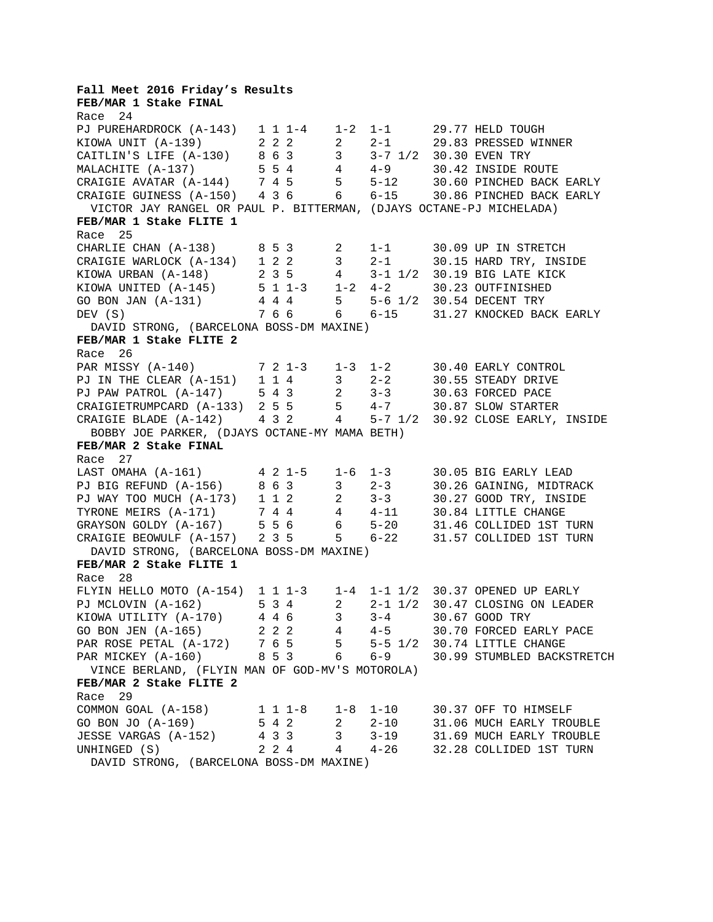**Fall Meet 2016 Friday's Results**

**FEB/MAR 1 Stake FINAL**

Race 24

```
PJ PUREHARDROCK (A-143)   1 1 1-4    1-2  1-1      29.77 HELD TOUGH
KIOWA UNIT (A-139)        2 2 2      2    2-1      29.83 PRESSED WINNER
CAITLIN'S LIFE (A-130)    8 6 3      3    3-7 1/2  30.30 EVEN TRY
MALACHITE (A-137)         5 5 4      4    4-9      30.42 INSIDE ROUTE
CRAIGIE AVATAR (A-144)    7 4 5      5    5-12     30.60 PINCHED BACK EARLY
CRAIGIE GUINESS (A-150)   4 3 6      6    6-15     30.86 PINCHED BACK EARLY
  VICTOR JAY RANGEL OR PAUL P. BITTERMAN, (DJAYS OCTANE-PJ MICHELADA)
```

**FEB/MAR 1 Stake FLITE 1**

Race 25

```
CHARLIE CHAN (A-138)      8 5 3      2    1-1      30.09 UP IN STRETCH
CRAIGIE WARLOCK (A-134)   1 2 2      3    2-1      30.15 HARD TRY, INSIDE
KIOWA URBAN (A-148)       2 3 5      4    3-1 1/2  30.19 BIG LATE KICK
KIOWA UNITED (A-145)      5 1 1-3    1-2  4-2      30.23 OUTFINISHED
GO BON JAN (A-131)        4 4 4      5    5-6 1/2  30.54 DECENT TRY
DEV (S)                   7 6 6      6    6-15     31.27 KNOCKED BACK EARLY
  DAVID STRONG, (BARCELONA BOSS-DM MAXINE)
```

**FEB/MAR 1 Stake FLITE 2**

Race 26

```
PAR MISSY (A-140)         7 2 1-3    1-3  1-2      30.40 EARLY CONTROL
PJ IN THE CLEAR (A-151)   1 1 4      3    2-2      30.55 STEADY DRIVE
PJ PAW PATROL (A-147)     5 4 3      2    3-3      30.63 FORCED PACE
CRAIGIETRUMPCARD (A-133)  2 5 5      5    4-7      30.87 SLOW STARTER
CRAIGIE BLADE (A-142)     4 3 2      4    5-7 1/2  30.92 CLOSE EARLY, INSIDE
  BOBBY JOE PARKER, (DJAYS OCTANE-MY MAMA BETH)
```

**FEB/MAR 2 Stake FINAL**

Race 27

```
LAST OMAHA (A-161)        4 2 1-5    1-6  1-3      30.05 BIG EARLY LEAD
PJ BIG REFUND (A-156)     8 6 3      3    2-3      30.26 GAINING, MIDTRACK
PJ WAY TOO MUCH (A-173)   1 1 2      2    3-3      30.27 GOOD TRY, INSIDE
TYRONE MEIRS (A-171)      7 4 4      4    4-11     30.84 LITTLE CHANGE
GRAYSON GOLDY (A-167)     5 5 6      6    5-20     31.46 COLLIDED 1ST TURN
CRAIGIE BEOWULF (A-157)   2 3 5      5    6-22     31.57 COLLIDED 1ST TURN
  DAVID STRONG, (BARCELONA BOSS-DM MAXINE)
```

**FEB/MAR 2 Stake FLITE 1**

Race 28

```
FLYIN HELLO MOTO (A-154)  1 1 1-3    1-4  1-1 1/2  30.37 OPENED UP EARLY
PJ MCLOVIN (A-162)        5 3 4      2    2-1 1/2  30.47 CLOSING ON LEADER
KIOWA UTILITY (A-170)     4 4 6      3    3-4      30.67 GOOD TRY
GO BON JEN (A-165)        2 2 2      4    4-5      30.70 FORCED EARLY PACE
PAR ROSE PETAL (A-172)    7 6 5      5    5-5 1/2  30.74 LITTLE CHANGE
PAR MICKEY (A-160)        8 5 3      6    6-9      30.99 STUMBLED BACKSTRETCH
  VINCE BERLAND, (FLYIN MAN OF GOD-MV'S MOTOROLA)
```

**FEB/MAR 2 Stake FLITE 2**

Race 29

```
COMMON GOAL (A-158)       1 1 1-8    1-8  1-10     30.37 OFF TO HIMSELF
GO BON JO (A-169)         5 4 2      2    2-10     31.06 MUCH EARLY TROUBLE
JESSE VARGAS (A-152)      4 3 3      3    3-19     31.69 MUCH EARLY TROUBLE
UNHINGED (S)              2 2 4      4    4-26     32.28 COLLIDED 1ST TURN
  DAVID STRONG, (BARCELONA BOSS-DM MAXINE)
```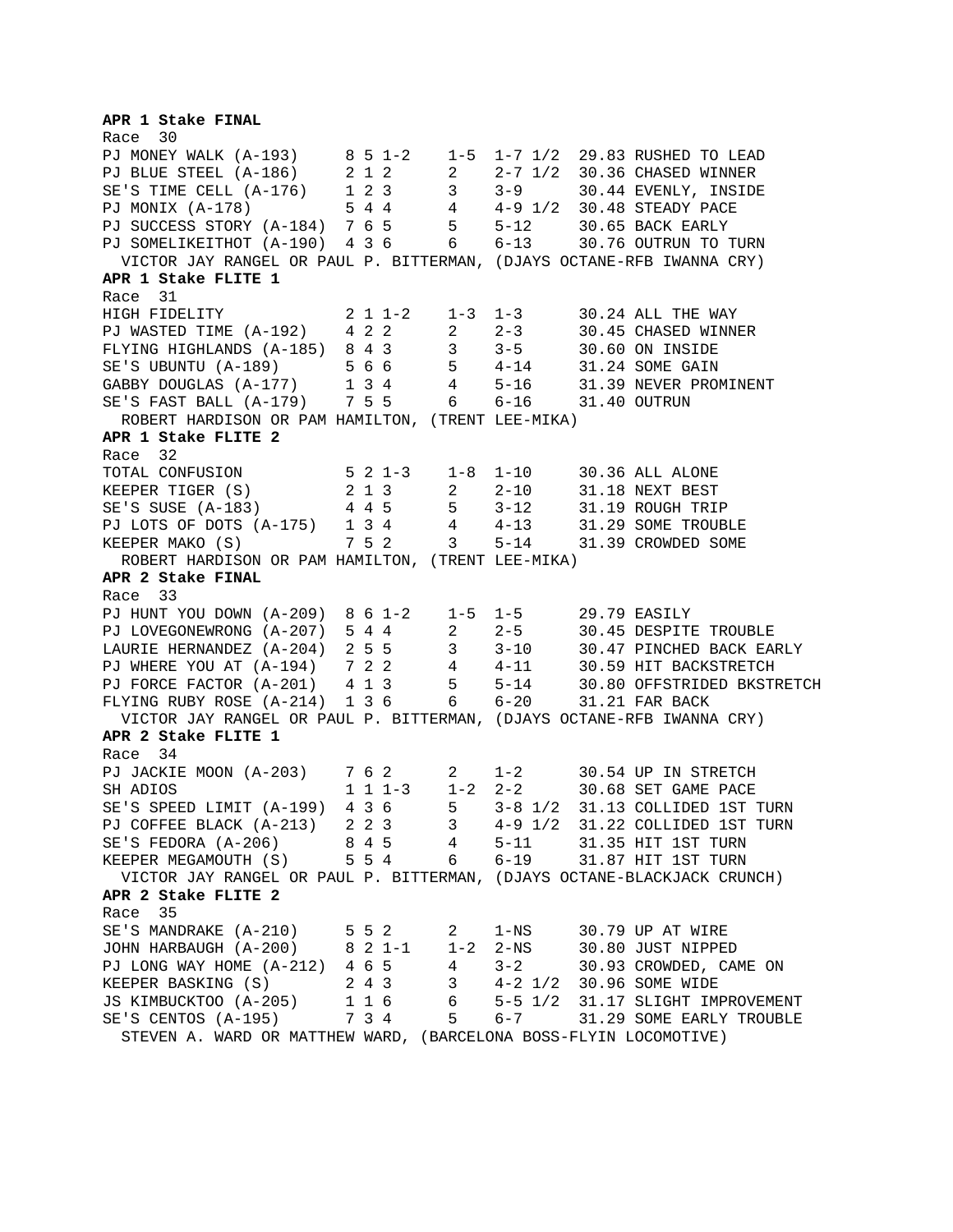**APR 1 Stake FINAL**

Race 30

| | | | | | | |
|---|---|---|---|---|---|---|
| PJ MONEY WALK (A-193) | 8 5 1-2 | 1-5 | 1-7 1/2 | 29.83 | RUSHED TO LEAD |
| PJ BLUE STEEL (A-186) | 2 1 2 | 2 | 2-7 1/2 | 30.36 | CHASED WINNER |
| SE'S TIME CELL (A-176) | 1 2 3 | 3 | 3-9 | 30.44 | EVENLY, INSIDE |
| PJ MONIX (A-178) | 5 4 4 | 4 | 4-9 1/2 | 30.48 | STEADY PACE |
| PJ SUCCESS STORY (A-184) | 7 6 5 | 5 | 5-12 | 30.65 | BACK EARLY |
| PJ SOMELIKEITHOT (A-190) | 4 3 6 | 6 | 6-13 | 30.76 | OUTRUN TO TURN |

VICTOR JAY RANGEL OR PAUL P. BITTERMAN, (DJAYS OCTANE-RFB IWANNA CRY)

**APR 1 Stake FLITE 1**

Race 31

| | | | | | |
|---|---|---|---|---|---|
| HIGH FIDELITY | 2 1 1-2 | 1-3 | 1-3 | 30.24 | ALL THE WAY |
| PJ WASTED TIME (A-192) | 4 2 2 | 2 | 2-3 | 30.45 | CHASED WINNER |
| FLYING HIGHLANDS (A-185) | 8 4 3 | 3 | 3-5 | 30.60 | ON INSIDE |
| SE'S UBUNTU (A-189) | 5 6 6 | 5 | 4-14 | 31.24 | SOME GAIN |
| GABBY DOUGLAS (A-177) | 1 3 4 | 4 | 5-16 | 31.39 | NEVER PROMINENT |
| SE'S FAST BALL (A-179) | 7 5 5 | 6 | 6-16 | 31.40 | OUTRUN |

ROBERT HARDISON OR PAM HAMILTON, (TRENT LEE-MIKA)

**APR 1 Stake FLITE 2**

Race 32

| | | | | | |
|---|---|---|---|---|---|
| TOTAL CONFUSION | 5 2 1-3 | 1-8 | 1-10 | 30.36 | ALL ALONE |
| KEEPER TIGER (S) | 2 1 3 | 2 | 2-10 | 31.18 | NEXT BEST |
| SE'S SUSE (A-183) | 4 4 5 | 5 | 3-12 | 31.19 | ROUGH TRIP |
| PJ LOTS OF DOTS (A-175) | 1 3 4 | 4 | 4-13 | 31.29 | SOME TROUBLE |
| KEEPER MAKO (S) | 7 5 2 | 3 | 5-14 | 31.39 | CROWDED SOME |

ROBERT HARDISON OR PAM HAMILTON, (TRENT LEE-MIKA)

**APR 2 Stake FINAL**

Race 33

| | | | | | |
|---|---|---|---|---|---|
| PJ HUNT YOU DOWN (A-209) | 8 6 1-2 | 1-5 | 1-5 | 29.79 | EASILY |
| PJ LOVEGONEWRONG (A-207) | 5 4 4 | 2 | 2-5 | 30.45 | DESPITE TROUBLE |
| LAURIE HERNANDEZ (A-204) | 2 5 5 | 3 | 3-10 | 30.47 | PINCHED BACK EARLY |
| PJ WHERE YOU AT (A-194) | 7 2 2 | 4 | 4-11 | 30.59 | HIT BACKSTRETCH |
| PJ FORCE FACTOR (A-201) | 4 1 3 | 5 | 5-14 | 30.80 | OFFSTRIDED BKSTRETCH |
| FLYING RUBY ROSE (A-214) | 1 3 6 | 6 | 6-20 | 31.21 | FAR BACK |

VICTOR JAY RANGEL OR PAUL P. BITTERMAN, (DJAYS OCTANE-RFB IWANNA CRY)

**APR 2 Stake FLITE 1**

Race 34

| | | | | | |
|---|---|---|---|---|---|
| PJ JACKIE MOON (A-203) | 7 6 2 | 2 | 1-2 | 30.54 | UP IN STRETCH |
| SH ADIOS | 1 1 1-3 | 1-2 | 2-2 | 30.68 | SET GAME PACE |
| SE'S SPEED LIMIT (A-199) | 4 3 6 | 5 | 3-8 1/2 | 31.13 | COLLIDED 1ST TURN |
| PJ COFFEE BLACK (A-213) | 2 2 3 | 3 | 4-9 1/2 | 31.22 | COLLIDED 1ST TURN |
| SE'S FEDORA (A-206) | 8 4 5 | 4 | 5-11 | 31.35 | HIT 1ST TURN |
| KEEPER MEGAMOUTH (S) | 5 5 4 | 6 | 6-19 | 31.87 | HIT 1ST TURN |

VICTOR JAY RANGEL OR PAUL P. BITTERMAN, (DJAYS OCTANE-BLACKJACK CRUNCH)

**APR 2 Stake FLITE 2**

Race 35

| | | | | | |
|---|---|---|---|---|---|
| SE'S MANDRAKE (A-210) | 5 5 2 | 2 | 1-NS | 30.79 | UP AT WIRE |
| JOHN HARBAUGH (A-200) | 8 2 1-1 | 1-2 | 2-NS | 30.80 | JUST NIPPED |
| PJ LONG WAY HOME (A-212) | 4 6 5 | 4 | 3-2 | 30.93 | CROWDED, CAME ON |
| KEEPER BASKING (S) | 2 4 3 | 3 | 4-2 1/2 | 30.96 | SOME WIDE |
| JS KIMBUCKTOO (A-205) | 1 1 6 | 6 | 5-5 1/2 | 31.17 | SLIGHT IMPROVEMENT |
| SE'S CENTOS (A-195) | 7 3 4 | 5 | 6-7 | 31.29 | SOME EARLY TROUBLE |

STEVEN A. WARD OR MATTHEW WARD, (BARCELONA BOSS-FLYIN LOCOMOTIVE)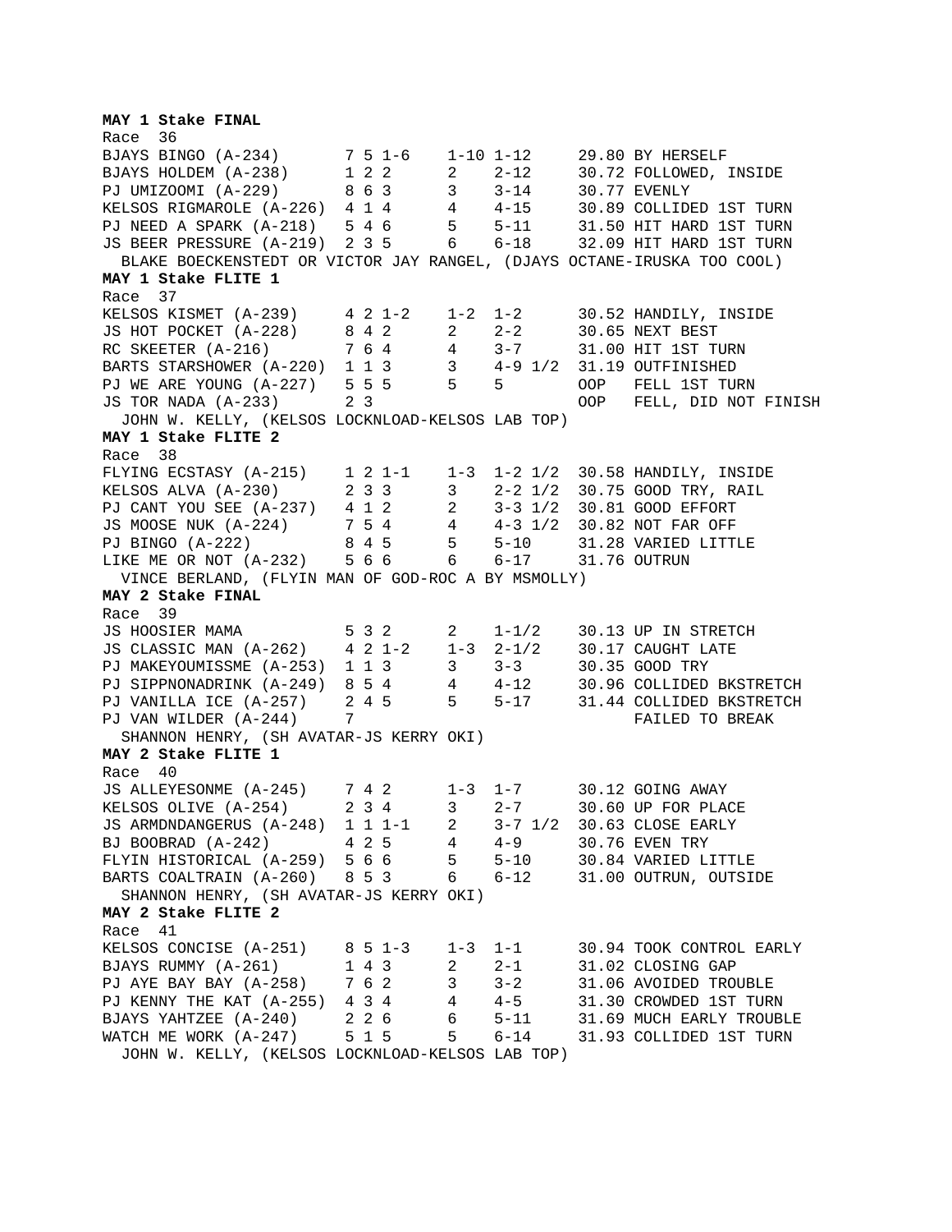**MAY 1 Stake FINAL**

Race 36

```
BJAYS BINGO (A-234)       7 5 1-6    1-10 1-12     29.80 BY HERSELF
BJAYS HOLDEM (A-238)      1 2 2      2    2-12     30.72 FOLLOWED, INSIDE
PJ UMIZOOMI (A-229)       8 6 3      3    3-14     30.77 EVENLY
KELSOS RIGMAROLE (A-226)  4 1 4      4    4-15     30.89 COLLIDED 1ST TURN
PJ NEED A SPARK (A-218)   5 4 6      5    5-11     31.50 HIT HARD 1ST TURN
JS BEER PRESSURE (A-219)  2 3 5      6    6-18     32.09 HIT HARD 1ST TURN
  BLAKE BOECKENSTEDT OR VICTOR JAY RANGEL, (DJAYS OCTANE-IRUSKA TOO COOL)
```

**MAY 1 Stake FLITE 1**

Race 37

```
KELSOS KISMET (A-239)     4 2 1-2    1-2  1-2      30.52 HANDILY, INSIDE
JS HOT POCKET (A-228)     8 4 2      2    2-2      30.65 NEXT BEST
RC SKEETER (A-216)        7 6 4      4    3-7      31.00 HIT 1ST TURN
BARTS STARSHOWER (A-220)  1 1 3      3    4-9 1/2  31.19 OUTFINISHED
PJ WE ARE YOUNG (A-227)   5 5 5      5    5        OOP   FELL 1ST TURN
JS TOR NADA (A-233)       2 3                      OOP   FELL, DID NOT FINISH
  JOHN W. KELLY, (KELSOS LOCKNLOAD-KELSOS LAB TOP)
```

**MAY 1 Stake FLITE 2**

Race 38

```
FLYING ECSTASY (A-215)    1 2 1-1    1-3  1-2 1/2  30.58 HANDILY, INSIDE
KELSOS ALVA (A-230)       2 3 3      3    2-2 1/2  30.75 GOOD TRY, RAIL
PJ CANT YOU SEE (A-237)   4 1 2      2    3-3 1/2  30.81 GOOD EFFORT
JS MOOSE NUK (A-224)      7 5 4      4    4-3 1/2  30.82 NOT FAR OFF
PJ BINGO (A-222)          8 4 5      5    5-10     31.28 VARIED LITTLE
LIKE ME OR NOT (A-232)    5 6 6      6    6-17     31.76 OUTRUN
  VINCE BERLAND, (FLYIN MAN OF GOD-ROC A BY MSMOLLY)
```

**MAY 2 Stake FINAL**

Race 39

```
JS HOOSIER MAMA           5 3 2      2    1-1/2    30.13 UP IN STRETCH
JS CLASSIC MAN (A-262)    4 2 1-2    1-3  2-1/2    30.17 CAUGHT LATE
PJ MAKEYOUMISSME (A-253)  1 1 3      3    3-3      30.35 GOOD TRY
PJ SIPPNONADRINK (A-249)  8 5 4      4    4-12     30.96 COLLIDED BKSTRETCH
PJ VANILLA ICE (A-257)    2 4 5      5    5-17     31.44 COLLIDED BKSTRETCH
PJ VAN WILDER (A-244)     7                              FAILED TO BREAK
  SHANNON HENRY, (SH AVATAR-JS KERRY OKI)
```

**MAY 2 Stake FLITE 1**

Race 40

```
JS ALLEYESONME (A-245)    7 4 2      1-3  1-7      30.12 GOING AWAY
KELSOS OLIVE (A-254)      2 3 4      3    2-7      30.60 UP FOR PLACE
JS ARMDNDANGERUS (A-248)  1 1 1-1    2    3-7 1/2  30.63 CLOSE EARLY
BJ BOOBRAD (A-242)        4 2 5      4    4-9      30.76 EVEN TRY
FLYIN HISTORICAL (A-259)  5 6 6      5    5-10     30.84 VARIED LITTLE
BARTS COALTRAIN (A-260)   8 5 3      6    6-12     31.00 OUTRUN, OUTSIDE
  SHANNON HENRY, (SH AVATAR-JS KERRY OKI)
```

**MAY 2 Stake FLITE 2**

Race 41

```
KELSOS CONCISE (A-251)    8 5 1-3    1-3  1-1      30.94 TOOK CONTROL EARLY
BJAYS RUMMY (A-261)       1 4 3      2    2-1      31.02 CLOSING GAP
PJ AYE BAY BAY (A-258)    7 6 2      3    3-2      31.06 AVOIDED TROUBLE
PJ KENNY THE KAT (A-255)  4 3 4      4    4-5      31.30 CROWDED 1ST TURN
BJAYS YAHTZEE (A-240)     2 2 6      6    5-11     31.69 MUCH EARLY TROUBLE
WATCH ME WORK (A-247)     5 1 5      5    6-14     31.93 COLLIDED 1ST TURN
  JOHN W. KELLY, (KELSOS LOCKNLOAD-KELSOS LAB TOP)
```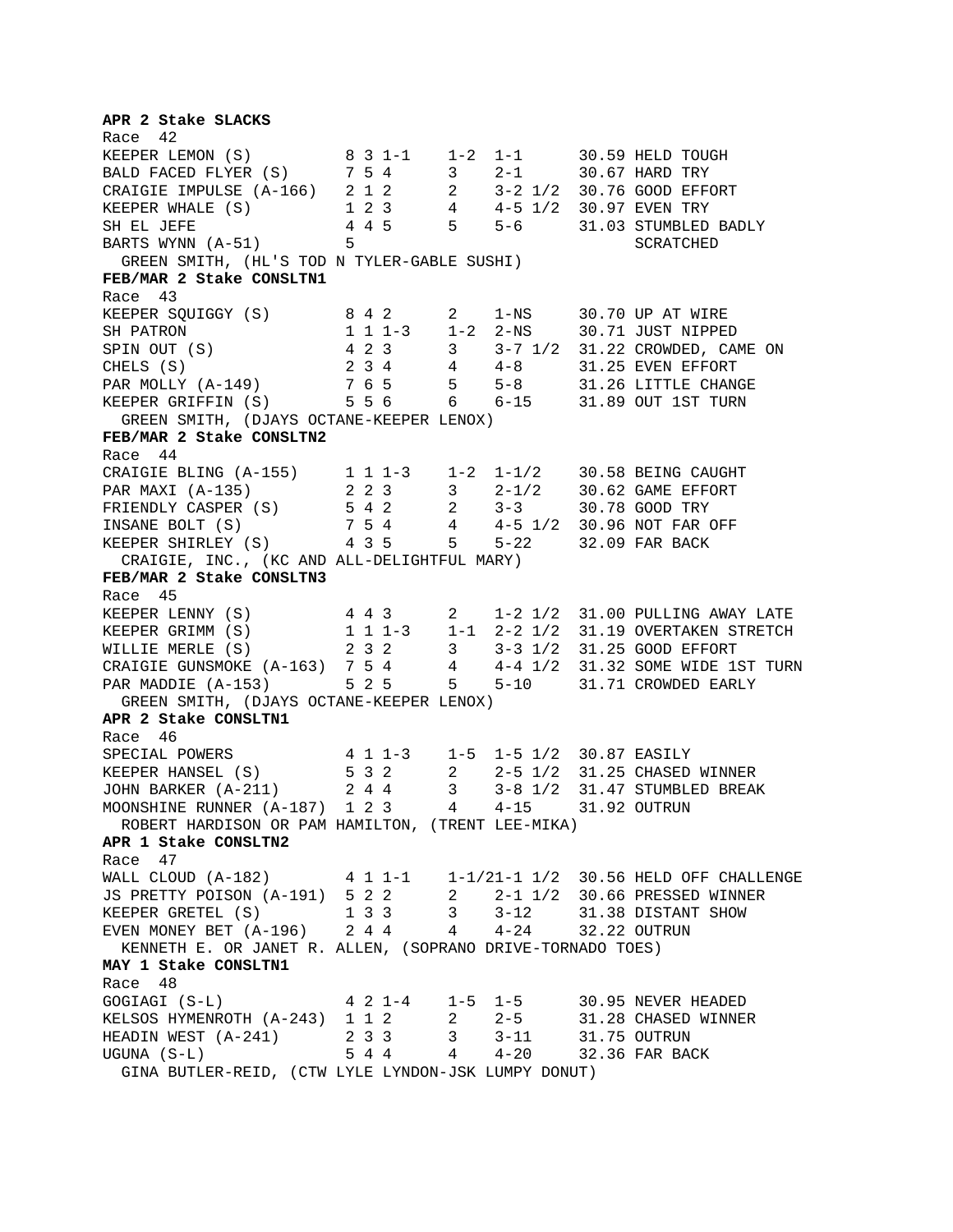**APR 2 Stake SLACKS**

Race 42

| | | | | | | |
|---|---|---|---|---|---|---|
| KEEPER LEMON (S) | 8 3 1-1 | 1-2 | 1-1 | 30.59 | HELD TOUGH |
| BALD FACED FLYER (S) | 7 5 4 | 3 | 2-1 | 30.67 | HARD TRY |
| CRAIGIE IMPULSE (A-166) | 2 1 2 | 2 | 3-2 1/2 | 30.76 | GOOD EFFORT |
| KEEPER WHALE (S) | 1 2 3 | 4 | 4-5 1/2 | 30.97 | EVEN TRY |
| SH EL JEFE | 4 4 5 | 5 | 5-6 | 31.03 | STUMBLED BADLY |
| BARTS WYNN (A-51) | 5 | | | | SCRATCHED |

GREEN SMITH, (HL'S TOD N TYLER-GABLE SUSHI)

**FEB/MAR 2 Stake CONSLTN1**

Race 43

| | | | | | |
|---|---|---|---|---|---|
| KEEPER SQUIGGY (S) | 8 4 2 | 2 | 1-NS | 30.70 | UP AT WIRE |
| SH PATRON | 1 1 1-3 | 1-2 | 2-NS | 30.71 | JUST NIPPED |
| SPIN OUT (S) | 4 2 3 | 3 | 3-7 1/2 | 31.22 | CROWDED, CAME ON |
| CHELS (S) | 2 3 4 | 4 | 4-8 | 31.25 | EVEN EFFORT |
| PAR MOLLY (A-149) | 7 6 5 | 5 | 5-8 | 31.26 | LITTLE CHANGE |
| KEEPER GRIFFIN (S) | 5 5 6 | 6 | 6-15 | 31.89 | OUT 1ST TURN |

GREEN SMITH, (DJAYS OCTANE-KEEPER LENOX)

**FEB/MAR 2 Stake CONSLTN2**

Race 44

| | | | | | |
|---|---|---|---|---|---|
| CRAIGIE BLING (A-155) | 1 1 1-3 | 1-2 | 1-1/2 | 30.58 | BEING CAUGHT |
| PAR MAXI (A-135) | 2 2 3 | 3 | 2-1/2 | 30.62 | GAME EFFORT |
| FRIENDLY CASPER (S) | 5 4 2 | 2 | 3-3 | 30.78 | GOOD TRY |
| INSANE BOLT (S) | 7 5 4 | 4 | 4-5 1/2 | 30.96 | NOT FAR OFF |
| KEEPER SHIRLEY (S) | 4 3 5 | 5 | 5-22 | 32.09 | FAR BACK |

CRAIGIE, INC., (KC AND ALL-DELIGHTFUL MARY)

**FEB/MAR 2 Stake CONSLTN3**

Race 45

| | | | | | |
|---|---|---|---|---|---|
| KEEPER LENNY (S) | 4 4 3 | 2 | 1-2 1/2 | 31.00 | PULLING AWAY LATE |
| KEEPER GRIMM (S) | 1 1 1-3 | 1-1 | 2-2 1/2 | 31.19 | OVERTAKEN STRETCH |
| WILLIE MERLE (S) | 2 3 2 | 3 | 3-3 1/2 | 31.25 | GOOD EFFORT |
| CRAIGIE GUNSMOKE (A-163) | 7 5 4 | 4 | 4-4 1/2 | 31.32 | SOME WIDE 1ST TURN |
| PAR MADDIE (A-153) | 5 2 5 | 5 | 5-10 | 31.71 | CROWDED EARLY |

GREEN SMITH, (DJAYS OCTANE-KEEPER LENOX)

**APR 2 Stake CONSLTN1**

Race 46

| | | | | | |
|---|---|---|---|---|---|
| SPECIAL POWERS | 4 1 1-3 | 1-5 | 1-5 1/2 | 30.87 | EASILY |
| KEEPER HANSEL (S) | 5 3 2 | 2 | 2-5 1/2 | 31.25 | CHASED WINNER |
| JOHN BARKER (A-211) | 2 4 4 | 3 | 3-8 1/2 | 31.47 | STUMBLED BREAK |
| MOONSHINE RUNNER (A-187) | 1 2 3 | 4 | 4-15 | 31.92 | OUTRUN |

ROBERT HARDISON OR PAM HAMILTON, (TRENT LEE-MIKA)

**APR 1 Stake CONSLTN2**

Race 47

| | | | | | |
|---|---|---|---|---|---|
| WALL CLOUD (A-182) | 4 1 1-1 | 1-1/2 | 1-1 1/2 | 30.56 | HELD OFF CHALLENGE |
| JS PRETTY POISON (A-191) | 5 2 2 | 2 | 2-1 1/2 | 30.66 | PRESSED WINNER |
| KEEPER GRETEL (S) | 1 3 3 | 3 | 3-12 | 31.38 | DISTANT SHOW |
| EVEN MONEY BET (A-196) | 2 4 4 | 4 | 4-24 | 32.22 | OUTRUN |

KENNETH E. OR JANET R. ALLEN, (SOPRANO DRIVE-TORNADO TOES)

**MAY 1 Stake CONSLTN1**

Race 48

| | | | | | |
|---|---|---|---|---|---|
| GOGIAGI (S-L) | 4 2 1-4 | 1-5 | 1-5 | 30.95 | NEVER HEADED |
| KELSOS HYMENROTH (A-243) | 1 1 2 | 2 | 2-5 | 31.28 | CHASED WINNER |
| HEADIN WEST (A-241) | 2 3 3 | 3 | 3-11 | 31.75 | OUTRUN |
| UGUNA (S-L) | 5 4 4 | 4 | 4-20 | 32.36 | FAR BACK |

GINA BUTLER-REID, (CTW LYLE LYNDON-JSK LUMPY DONUT)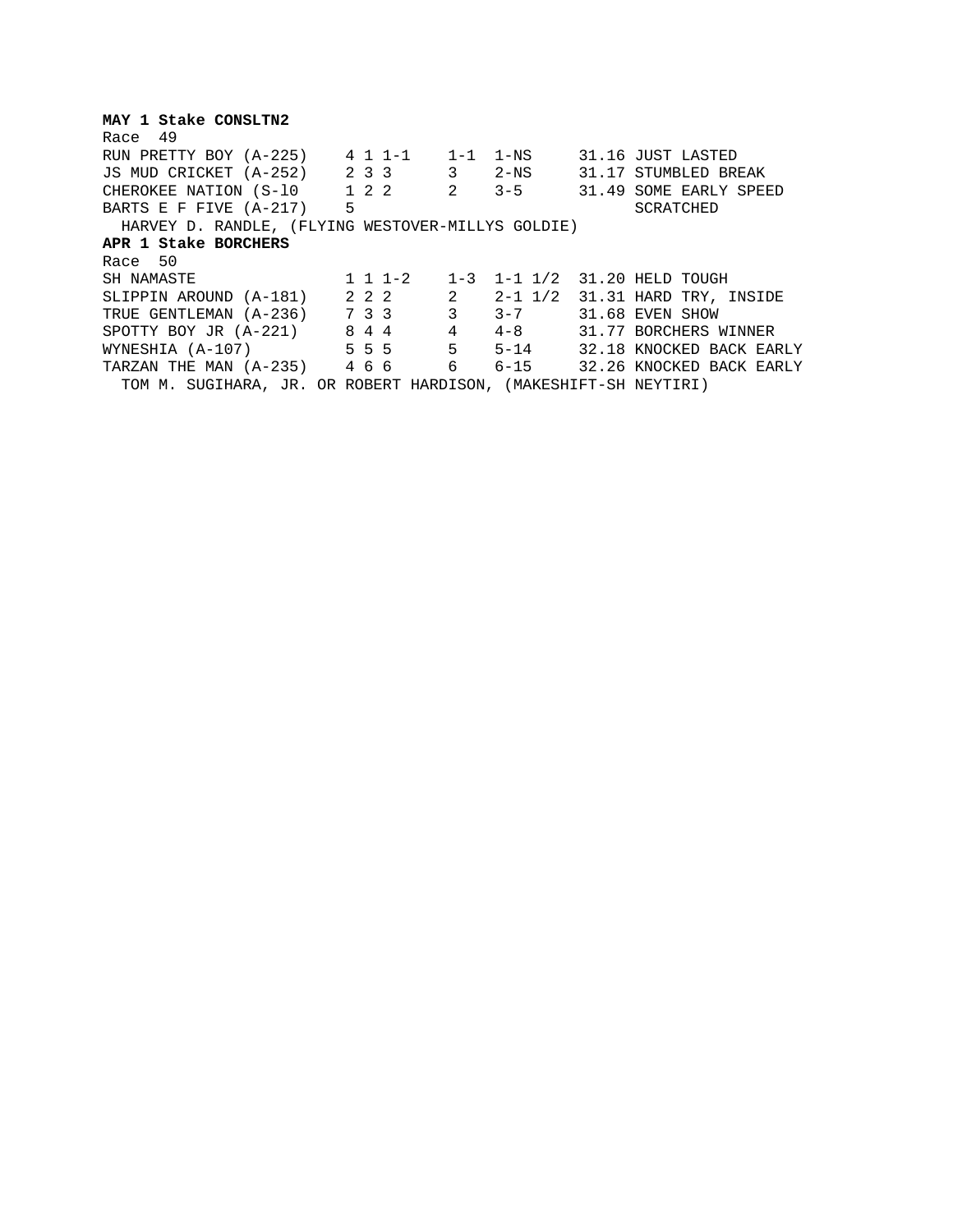**MAY 1 Stake CONSLTN2**

Race 49

| | | | | | | |
|---|---|---|---|---|---|---|
| RUN PRETTY BOY (A-225) | 4 1 1-1 | 1-1 | 1-NS | 31.16 | JUST LASTED |
| JS MUD CRICKET (A-252) | 2 3 3 | 3 | 2-NS | 31.17 | STUMBLED BREAK |
| CHEROKEE NATION (S-l0 | 1 2 2 | 2 | 3-5 | 31.49 | SOME EARLY SPEED |
| BARTS E F FIVE (A-217) | 5 | | | | SCRATCHED |

HARVEY D. RANDLE, (FLYING WESTOVER-MILLYS GOLDIE)

**APR 1 Stake BORCHERS**

Race 50

| | | | | | |
|---|---|---|---|---|---|
| SH NAMASTE | 1 1 1-2 | 1-3 | 1-1 1/2 | 31.20 | HELD TOUGH |
| SLIPPIN AROUND (A-181) | 2 2 2 | 2 | 2-1 1/2 | 31.31 | HARD TRY, INSIDE |
| TRUE GENTLEMAN (A-236) | 7 3 3 | 3 | 3-7 | 31.68 | EVEN SHOW |
| SPOTTY BOY JR (A-221) | 8 4 4 | 4 | 4-8 | 31.77 | BORCHERS WINNER |
| WYNESHIA (A-107) | 5 5 5 | 5 | 5-14 | 32.18 | KNOCKED BACK EARLY |
| TARZAN THE MAN (A-235) | 4 6 6 | 6 | 6-15 | 32.26 | KNOCKED BACK EARLY |

TOM M. SUGIHARA, JR. OR ROBERT HARDISON, (MAKESHIFT-SH NEYTIRI)